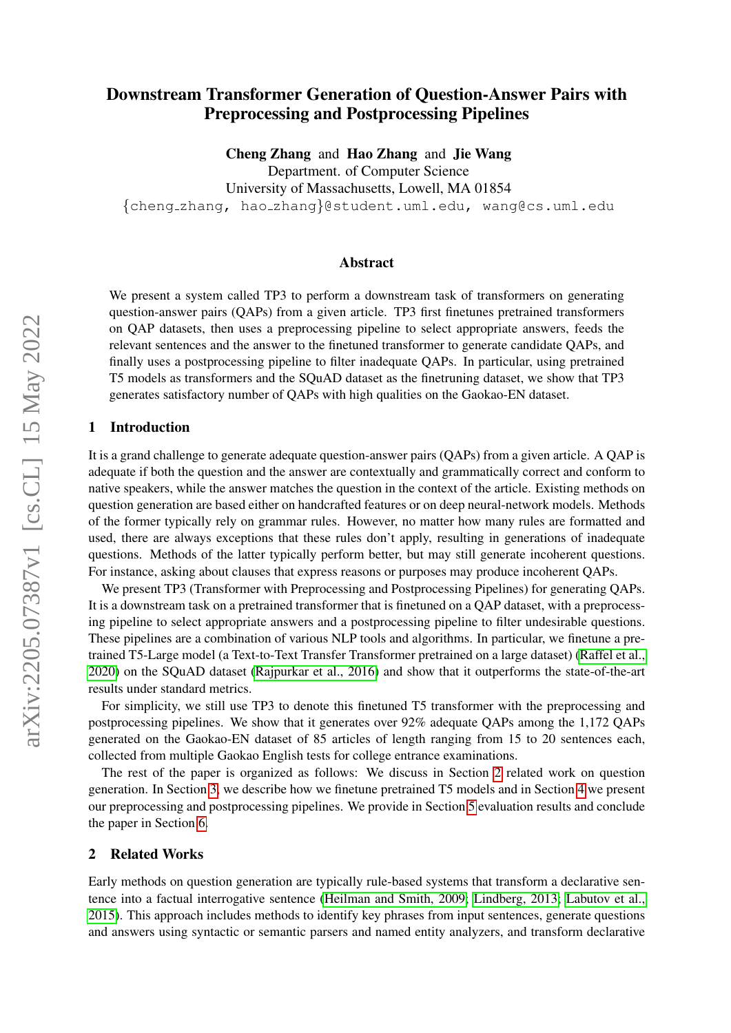# Downstream Transformer Generation of Question-Answer Pairs with Preprocessing and Postprocessing Pipelines

**Cheng Zhang** and **Hao Zhang** and **Jie Wang**
Department. of Computer Science
University of Massachusetts, Lowell, MA 01854
{cheng_zhang, hao_zhang}@student.uml.edu, wang@cs.uml.edu

## Abstract

We present a system called TP3 to perform a downstream task of transformers on generating question-answer pairs (QAPs) from a given article. TP3 first finetunes pretrained transformers on QAP datasets, then uses a preprocessing pipeline to select appropriate answers, feeds the relevant sentences and the answer to the finetuned transformer to generate candidate QAPs, and finally uses a postprocessing pipeline to filter inadequate QAPs. In particular, using pretrained T5 models as transformers and the SQuAD dataset as the finetruning dataset, we show that TP3 generates satisfactory number of QAPs with high qualities on the Gaokao-EN dataset.

## 1 Introduction

It is a grand challenge to generate adequate question-answer pairs (QAPs) from a given article. A QAP is adequate if both the question and the answer are contextually and grammatically correct and conform to native speakers, while the answer matches the question in the context of the article. Existing methods on question generation are based either on handcrafted features or on deep neural-network models. Methods of the former typically rely on grammar rules. However, no matter how many rules are formatted and used, there are always exceptions that these rules don't apply, resulting in generations of inadequate questions. Methods of the latter typically perform better, but may still generate incoherent questions. For instance, asking about clauses that express reasons or purposes may produce incoherent QAPs.

We present TP3 (Transformer with Preprocessing and Postprocessing Pipelines) for generating QAPs. It is a downstream task on a pretrained transformer that is finetuned on a QAP dataset, with a preprocessing pipeline to select appropriate answers and a postprocessing pipeline to filter undesirable questions. These pipelines are a combination of various NLP tools and algorithms. In particular, we finetune a pretrained T5-Large model (a Text-to-Text Transfer Transformer pretrained on a large dataset) (Raffel et al., 2020) on the SQuAD dataset (Rajpurkar et al., 2016) and show that it outperforms the state-of-the-art results under standard metrics.

For simplicity, we still use TP3 to denote this finetuned T5 transformer with the preprocessing and postprocessing pipelines. We show that it generates over 92% adequate QAPs among the 1,172 QAPs generated on the Gaokao-EN dataset of 85 articles of length ranging from 15 to 20 sentences each, collected from multiple Gaokao English tests for college entrance examinations.

The rest of the paper is organized as follows: We discuss in Section 2 related work on question generation. In Section 3, we describe how we finetune pretrained T5 models and in Section 4 we present our preprocessing and postprocessing pipelines. We provide in Section 5 evaluation results and conclude the paper in Section 6.

## 2 Related Works

Early methods on question generation are typically rule-based systems that transform a declarative sentence into a factual interrogative sentence (Heilman and Smith, 2009; Lindberg, 2013; Labutov et al., 2015). This approach includes methods to identify key phrases from input sentences, generate questions and answers using syntactic or semantic parsers and named entity analyzers, and transform declarative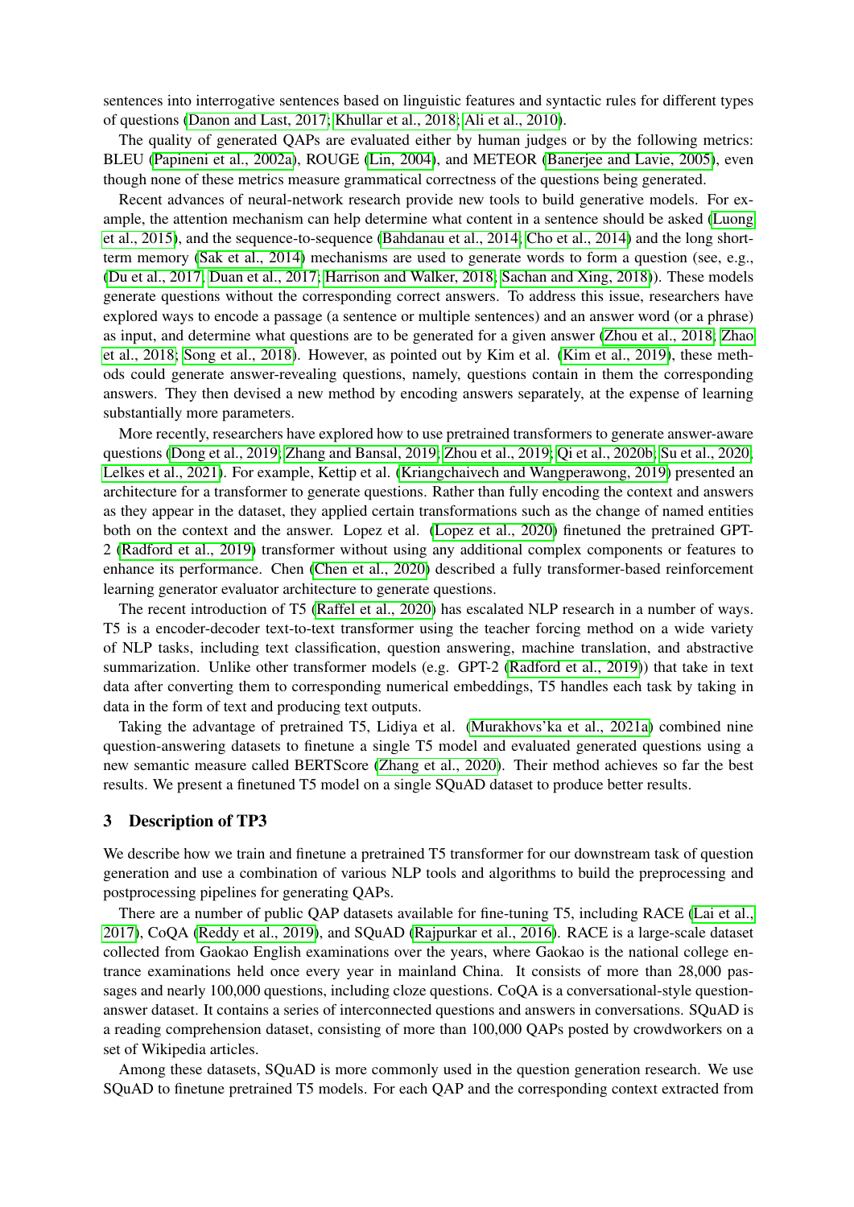sentences into interrogative sentences based on linguistic features and syntactic rules for different types of questions (Danon and Last, 2017; Khullar et al., 2018; Ali et al., 2010).

The quality of generated QAPs are evaluated either by human judges or by the following metrics: BLEU (Papineni et al., 2002a), ROUGE (Lin, 2004), and METEOR (Banerjee and Lavie, 2005), even though none of these metrics measure grammatical correctness of the questions being generated.

Recent advances of neural-network research provide new tools to build generative models. For example, the attention mechanism can help determine what content in a sentence should be asked (Luong et al., 2015), and the sequence-to-sequence (Bahdanau et al., 2014; Cho et al., 2014) and the long short-term memory (Sak et al., 2014) mechanisms are used to generate words to form a question (see, e.g., (Du et al., 2017; Duan et al., 2017; Harrison and Walker, 2018; Sachan and Xing, 2018)). These models generate questions without the corresponding correct answers. To address this issue, researchers have explored ways to encode a passage (a sentence or multiple sentences) and an answer word (or a phrase) as input, and determine what questions are to be generated for a given answer (Zhou et al., 2018; Zhao et al., 2018; Song et al., 2018). However, as pointed out by Kim et al. (Kim et al., 2019), these methods could generate answer-revealing questions, namely, questions contain in them the corresponding answers. They then devised a new method by encoding answers separately, at the expense of learning substantially more parameters.

More recently, researchers have explored how to use pretrained transformers to generate answer-aware questions (Dong et al., 2019; Zhang and Bansal, 2019; Zhou et al., 2019; Qi et al., 2020b; Su et al., 2020; Lelkes et al., 2021). For example, Kettip et al. (Kriangchaivech and Wangperawong, 2019) presented an architecture for a transformer to generate questions. Rather than fully encoding the context and answers as they appear in the dataset, they applied certain transformations such as the change of named entities both on the context and the answer. Lopez et al. (Lopez et al., 2020) finetuned the pretrained GPT-2 (Radford et al., 2019) transformer without using any additional complex components or features to enhance its performance. Chen (Chen et al., 2020) described a fully transformer-based reinforcement learning generator evaluator architecture to generate questions.

The recent introduction of T5 (Raffel et al., 2020) has escalated NLP research in a number of ways. T5 is a encoder-decoder text-to-text transformer using the teacher forcing method on a wide variety of NLP tasks, including text classification, question answering, machine translation, and abstractive summarization. Unlike other transformer models (e.g. GPT-2 (Radford et al., 2019)) that take in text data after converting them to corresponding numerical embeddings, T5 handles each task by taking in data in the form of text and producing text outputs.

Taking the advantage of pretrained T5, Lidiya et al. (Murakhovs'ka et al., 2021a) combined nine question-answering datasets to finetune a single T5 model and evaluated generated questions using a new semantic measure called BERTScore (Zhang et al., 2020). Their method achieves so far the best results. We present a finetuned T5 model on a single SQuAD dataset to produce better results.

## 3 Description of TP3

We describe how we train and finetune a pretrained T5 transformer for our downstream task of question generation and use a combination of various NLP tools and algorithms to build the preprocessing and postprocessing pipelines for generating QAPs.

There are a number of public QAP datasets available for fine-tuning T5, including RACE (Lai et al., 2017), CoQA (Reddy et al., 2019), and SQuAD (Rajpurkar et al., 2016). RACE is a large-scale dataset collected from Gaokao English examinations over the years, where Gaokao is the national college entrance examinations held once every year in mainland China. It consists of more than 28,000 passages and nearly 100,000 questions, including cloze questions. CoQA is a conversational-style question-answer dataset. It contains a series of interconnected questions and answers in conversations. SQuAD is a reading comprehension dataset, consisting of more than 100,000 QAPs posted by crowdworkers on a set of Wikipedia articles.

Among these datasets, SQuAD is more commonly used in the question generation research. We use SQuAD to finetune pretrained T5 models. For each QAP and the corresponding context extracted from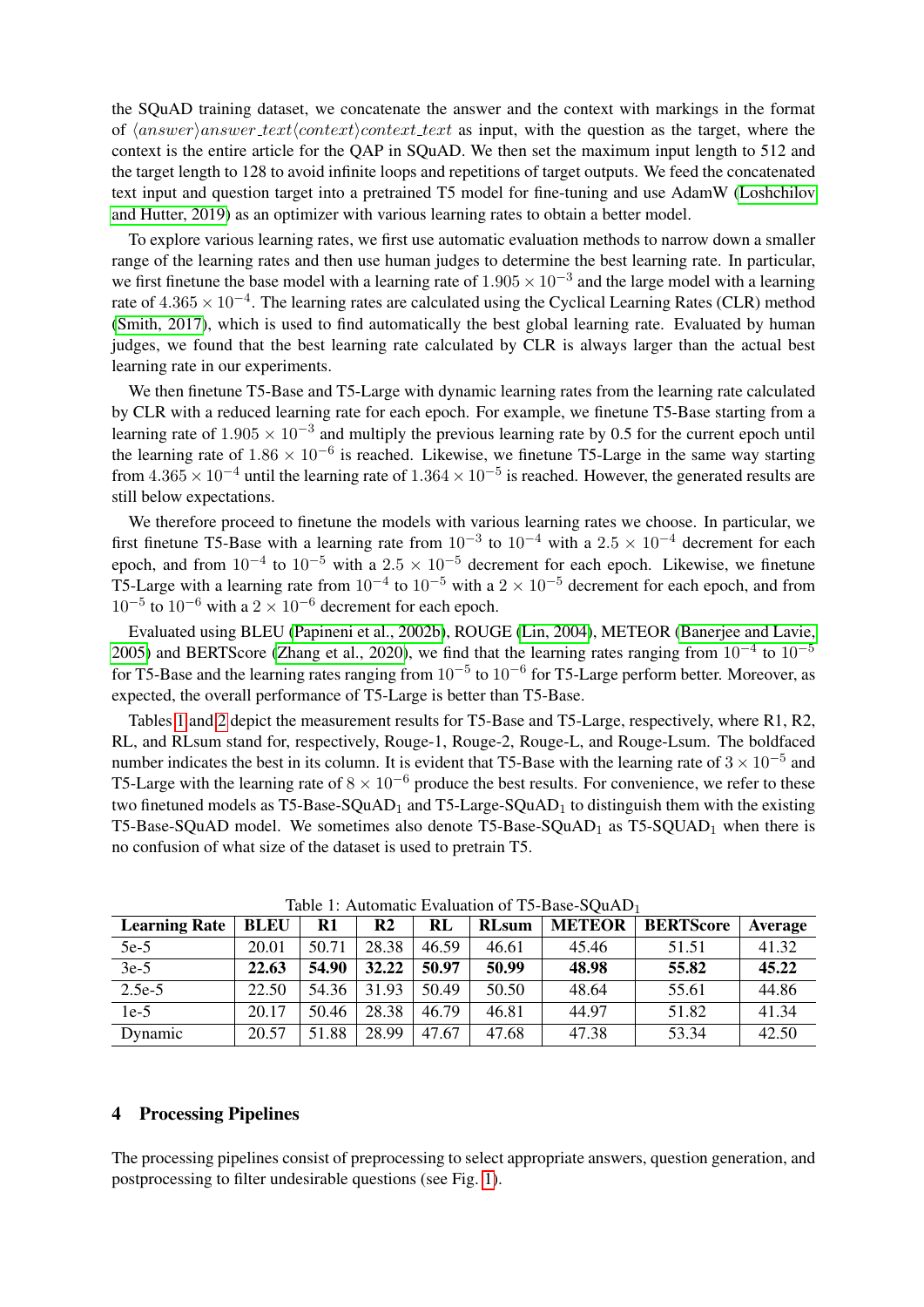the SQuAD training dataset, we concatenate the answer and the context with markings in the format of $\langle answer \rangle answer\_text \langle context \rangle context\_text$ as input, with the question as the target, where the context is the entire article for the QAP in SQuAD. We then set the maximum input length to 512 and the target length to 128 to avoid infinite loops and repetitions of target outputs. We feed the concatenated text input and question target into a pretrained T5 model for fine-tuning and use AdamW (Loshchilov and Hutter, 2019) as an optimizer with various learning rates to obtain a better model.

To explore various learning rates, we first use automatic evaluation methods to narrow down a smaller range of the learning rates and then use human judges to determine the best learning rate. In particular, we first finetune the base model with a learning rate of $1.905 \times 10^{-3}$ and the large model with a learning rate of $4.365 \times 10^{-4}$. The learning rates are calculated using the Cyclical Learning Rates (CLR) method (Smith, 2017), which is used to find automatically the best global learning rate. Evaluated by human judges, we found that the best learning rate calculated by CLR is always larger than the actual best learning rate in our experiments.

We then finetune T5-Base and T5-Large with dynamic learning rates from the learning rate calculated by CLR with a reduced learning rate for each epoch. For example, we finetune T5-Base starting from a learning rate of $1.905 \times 10^{-3}$ and multiply the previous learning rate by 0.5 for the current epoch until the learning rate of $1.86 \times 10^{-6}$ is reached. Likewise, we finetune T5-Large in the same way starting from $4.365 \times 10^{-4}$ until the learning rate of $1.364 \times 10^{-5}$ is reached. However, the generated results are still below expectations.

We therefore proceed to finetune the models with various learning rates we choose. In particular, we first finetune T5-Base with a learning rate from $10^{-3}$ to $10^{-4}$ with a $2.5 \times 10^{-4}$ decrement for each epoch, and from $10^{-4}$ to $10^{-5}$ with a $2.5 \times 10^{-5}$ decrement for each epoch. Likewise, we finetune T5-Large with a learning rate from $10^{-4}$ to $10^{-5}$ with a $2 \times 10^{-5}$ decrement for each epoch, and from $10^{-5}$ to $10^{-6}$ with a $2 \times 10^{-6}$ decrement for each epoch.

Evaluated using BLEU (Papineni et al., 2002b), ROUGE (Lin, 2004), METEOR (Banerjee and Lavie, 2005) and BERTScore (Zhang et al., 2020), we find that the learning rates ranging from $10^{-4}$ to $10^{-5}$ for T5-Base and the learning rates ranging from $10^{-5}$ to $10^{-6}$ for T5-Large perform better. Moreover, as expected, the overall performance of T5-Large is better than T5-Base.

Tables 1 and 2 depict the measurement results for T5-Base and T5-Large, respectively, where R1, R2, RL, and RLsum stand for, respectively, Rouge-1, Rouge-2, Rouge-L, and Rouge-Lsum. The boldfaced number indicates the best in its column. It is evident that T5-Base with the learning rate of $3 \times 10^{-5}$ and T5-Large with the learning rate of $8 \times 10^{-6}$ produce the best results. For convenience, we refer to these two finetuned models as T5-Base-SQuAD$_1$ and T5-Large-SQuAD$_1$ to distinguish them with the existing T5-Base-SQuAD model. We sometimes also denote T5-Base-SQuAD$_1$ as T5-SQUAD$_1$ when there is no confusion of what size of the dataset is used to pretrain T5.

Table 1: Automatic Evaluation of T5-Base-SQuAD$_1$

| Learning Rate | BLEU | R1 | R2 | RL | RLsum | METEOR | BERTScore | Average |
|---|---|---|---|---|---|---|---|---|
| 5e-5 | 20.01 | 50.71 | 28.38 | 46.59 | 46.61 | 45.46 | 51.51 | 41.32 |
| 3e-5 | **22.63** | **54.90** | **32.22** | **50.97** | **50.99** | **48.98** | **55.82** | **45.22** |
| 2.5e-5 | 22.50 | 54.36 | 31.93 | 50.49 | 50.50 | 48.64 | 55.61 | 44.86 |
| 1e-5 | 20.17 | 50.46 | 28.38 | 46.79 | 46.81 | 44.97 | 51.82 | 41.34 |
| Dynamic | 20.57 | 51.88 | 28.99 | 47.67 | 47.68 | 47.38 | 53.34 | 42.50 |

## 4 Processing Pipelines

The processing pipelines consist of preprocessing to select appropriate answers, question generation, and postprocessing to filter undesirable questions (see Fig. 1).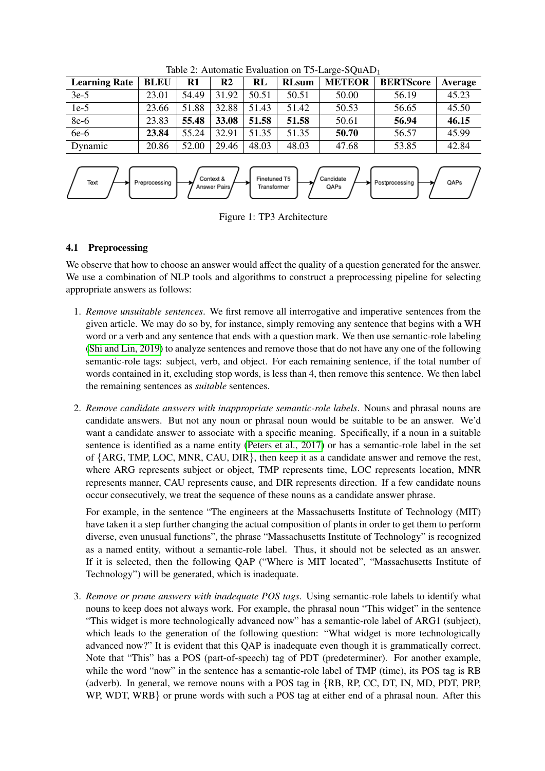Table 2: Automatic Evaluation on T5-Large-SQuAD$_1$

| Learning Rate | BLEU | R1 | R2 | RL | RLsum | METEOR | BERTScore | Average |
|---|---|---|---|---|---|---|---|---|
| 3e-5 | 23.01 | 54.49 | 31.92 | 50.51 | 50.51 | 50.00 | 56.19 | 45.23 |
| 1e-5 | 23.66 | 51.88 | 32.88 | 51.43 | 51.42 | 50.53 | 56.65 | 45.50 |
| 8e-6 | 23.83 | **55.48** | **33.08** | **51.58** | **51.58** | 50.61 | **56.94** | **46.15** |
| 6e-6 | **23.84** | 55.24 | 32.91 | 51.35 | 51.35 | **50.70** | 56.57 | 45.99 |
| Dynamic | 20.86 | 52.00 | 29.46 | 48.03 | 48.03 | 47.68 | 53.85 | 42.84 |

Text → Preprocessing → Context & Answer Pairs → Finetuned T5 Transformer → Candidate QAPs → Postprocessing → QAPs

Figure 1: TP3 Architecture

### 4.1 Preprocessing

We observe that how to choose an answer would affect the quality of a question generated for the answer. We use a combination of NLP tools and algorithms to construct a preprocessing pipeline for selecting appropriate answers as follows:

1. *Remove unsuitable sentences*. We first remove all interrogative and imperative sentences from the given article. We may do so by, for instance, simply removing any sentence that begins with a WH word or a verb and any sentence that ends with a question mark. We then use semantic-role labeling (Shi and Lin, 2019) to analyze sentences and remove those that do not have any one of the following semantic-role tags: subject, verb, and object. For each remaining sentence, if the total number of words contained in it, excluding stop words, is less than 4, then remove this sentence. We then label the remaining sentences as *suitable* sentences.

2. *Remove candidate answers with inappropriate semantic-role labels*. Nouns and phrasal nouns are candidate answers. But not any noun or phrasal noun would be suitable to be an answer. We'd want a candidate answer to associate with a specific meaning. Specifically, if a noun in a suitable sentence is identified as a name entity (Peters et al., 2017) or has a semantic-role label in the set of {ARG, TMP, LOC, MNR, CAU, DIR}, then keep it as a candidate answer and remove the rest, where ARG represents subject or object, TMP represents time, LOC represents location, MNR represents manner, CAU represents cause, and DIR represents direction. If a few candidate nouns occur consecutively, we treat the sequence of these nouns as a candidate answer phrase.

   For example, in the sentence "The engineers at the Massachusetts Institute of Technology (MIT) have taken it a step further changing the actual composition of plants in order to get them to perform diverse, even unusual functions", the phrase "Massachusetts Institute of Technology" is recognized as a named entity, without a semantic-role label. Thus, it should not be selected as an answer. If it is selected, then the following QAP ("Where is MIT located", "Massachusetts Institute of Technology") will be generated, which is inadequate.

3. *Remove or prune answers with inadequate POS tags*. Using semantic-role labels to identify what nouns to keep does not always work. For example, the phrasal noun "This widget" in the sentence "This widget is more technologically advanced now" has a semantic-role label of ARG1 (subject), which leads to the generation of the following question: "What widget is more technologically advanced now?" It is evident that this QAP is inadequate even though it is grammatically correct. Note that "This" has a POS (part-of-speech) tag of PDT (predeterminer). For another example, while the word "now" in the sentence has a semantic-role label of TMP (time), its POS tag is RB (adverb). In general, we remove nouns with a POS tag in {RB, RP, CC, DT, IN, MD, PDT, PRP, WP, WDT, WRB} or prune words with such a POS tag at either end of a phrasal noun. After this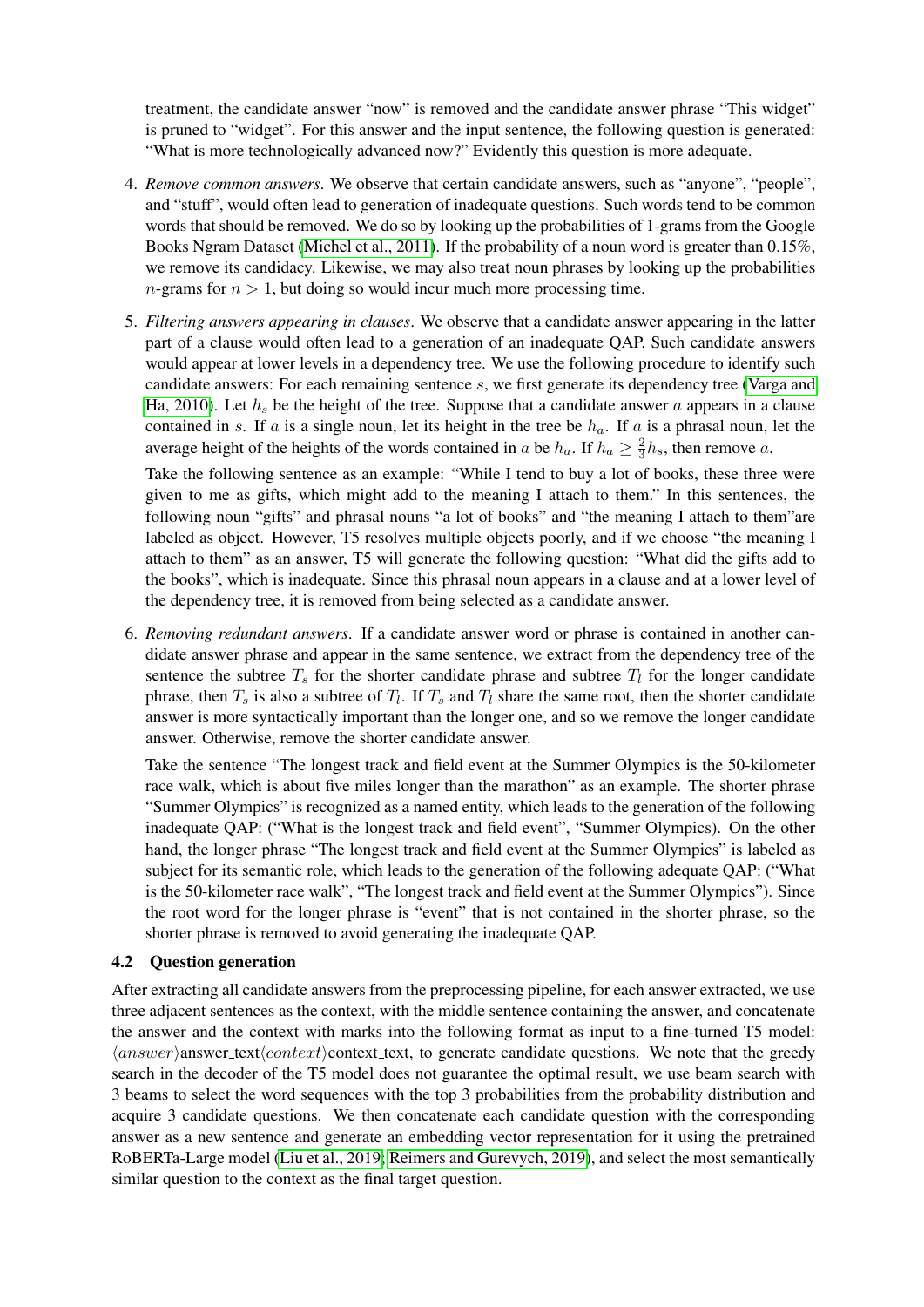treatment, the candidate answer “now” is removed and the candidate answer phrase “This widget” is pruned to “widget”. For this answer and the input sentence, the following question is generated: “What is more technologically advanced now?” Evidently this question is more adequate.

4. *Remove common answers*. We observe that certain candidate answers, such as “anyone”, “people”, and “stuff”, would often lead to generation of inadequate questions. Such words tend to be common words that should be removed. We do so by looking up the probabilities of 1-grams from the Google Books Ngram Dataset (Michel et al., 2011). If the probability of a noun word is greater than 0.15%, we remove its candidacy. Likewise, we may also treat noun phrases by looking up the probabilities $n$-grams for $n > 1$, but doing so would incur much more processing time.

5. *Filtering answers appearing in clauses*. We observe that a candidate answer appearing in the latter part of a clause would often lead to a generation of an inadequate QAP. Such candidate answers would appear at lower levels in a dependency tree. We use the following procedure to identify such candidate answers: For each remaining sentence $s$, we first generate its dependency tree (Varga and Ha, 2010). Let $h_s$ be the height of the tree. Suppose that a candidate answer $a$ appears in a clause contained in $s$. If $a$ is a single noun, let its height in the tree be $h_a$. If $a$ is a phrasal noun, let the average height of the heights of the words contained in $a$ be $h_a$. If $h_a \geq \frac{2}{3}h_s$, then remove $a$.

   Take the following sentence as an example: “While I tend to buy a lot of books, these three were given to me as gifts, which might add to the meaning I attach to them.” In this sentences, the following noun “gifts” and phrasal nouns “a lot of books” and “the meaning I attach to them”are labeled as object. However, T5 resolves multiple objects poorly, and if we choose “the meaning I attach to them” as an answer, T5 will generate the following question: “What did the gifts add to the books”, which is inadequate. Since this phrasal noun appears in a clause and at a lower level of the dependency tree, it is removed from being selected as a candidate answer.

6. *Removing redundant answers*. If a candidate answer word or phrase is contained in another candidate answer phrase and appear in the same sentence, we extract from the dependency tree of the sentence the subtree $T_s$ for the shorter candidate phrase and subtree $T_l$ for the longer candidate phrase, then $T_s$ is also a subtree of $T_l$. If $T_s$ and $T_l$ share the same root, then the shorter candidate answer is more syntactically important than the longer one, and so we remove the longer candidate answer. Otherwise, remove the shorter candidate answer.

   Take the sentence “The longest track and field event at the Summer Olympics is the 50-kilometer race walk, which is about five miles longer than the marathon” as an example. The shorter phrase “Summer Olympics” is recognized as a named entity, which leads to the generation of the following inadequate QAP: (“What is the longest track and field event”, “Summer Olympics). On the other hand, the longer phrase “The longest track and field event at the Summer Olympics” is labeled as subject for its semantic role, which leads to the generation of the following adequate QAP: (“What is the 50-kilometer race walk”, “The longest track and field event at the Summer Olympics”). Since the root word for the longer phrase is “event” that is not contained in the shorter phrase, so the shorter phrase is removed to avoid generating the inadequate QAP.

### 4.2 Question generation

After extracting all candidate answers from the preprocessing pipeline, for each answer extracted, we use three adjacent sentences as the context, with the middle sentence containing the answer, and concatenate the answer and the context with marks into the following format as input to a fine-turned T5 model: $\langle answer \rangle$answer_text$\langle context \rangle$context_text, to generate candidate questions. We note that the greedy search in the decoder of the T5 model does not guarantee the optimal result, we use beam search with 3 beams to select the word sequences with the top 3 probabilities from the probability distribution and acquire 3 candidate questions. We then concatenate each candidate question with the corresponding answer as a new sentence and generate an embedding vector representation for it using the pretrained RoBERTa-Large model (Liu et al., 2019; Reimers and Gurevych, 2019), and select the most semantically similar question to the context as the final target question.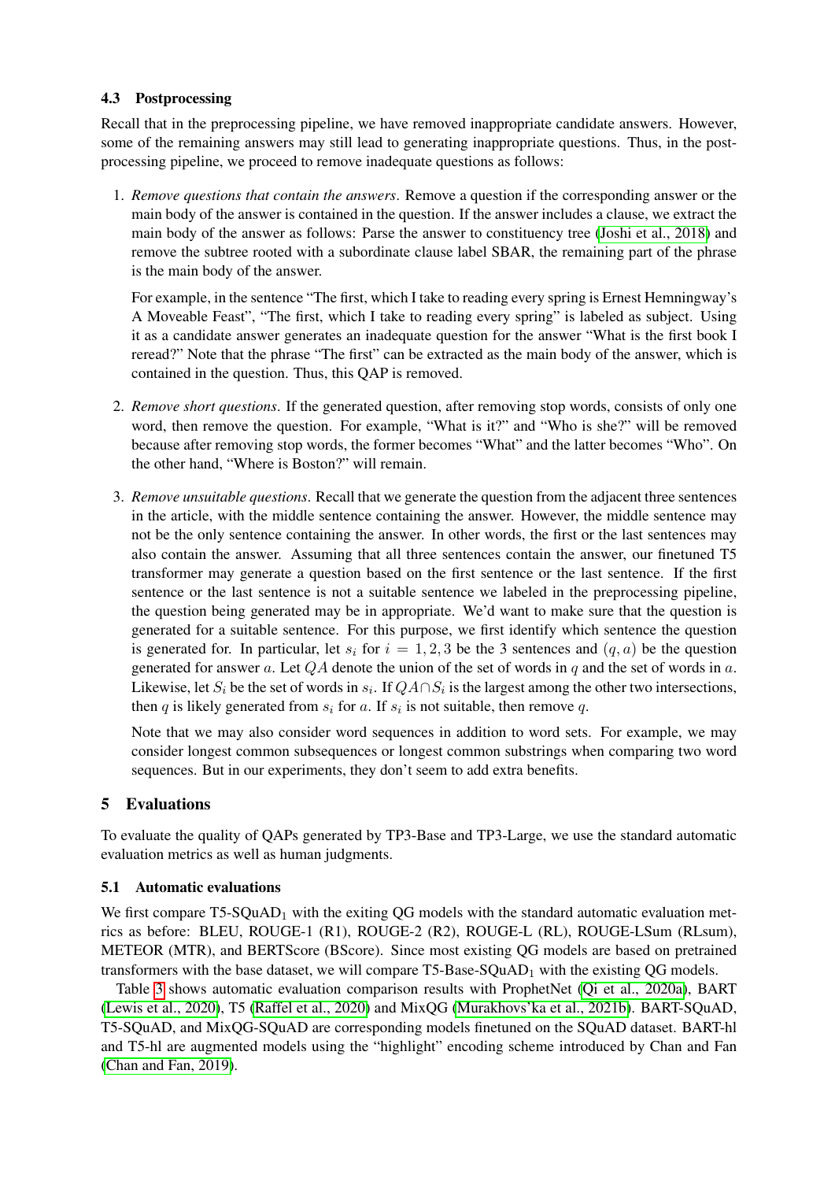### 4.3 Postprocessing

Recall that in the preprocessing pipeline, we have removed inappropriate candidate answers. However, some of the remaining answers may still lead to generating inappropriate questions. Thus, in the post-processing pipeline, we proceed to remove inadequate questions as follows:

1. *Remove questions that contain the answers*. Remove a question if the corresponding answer or the main body of the answer is contained in the question. If the answer includes a clause, we extract the main body of the answer as follows: Parse the answer to constituency tree (Joshi et al., 2018) and remove the subtree rooted with a subordinate clause label SBAR, the remaining part of the phrase is the main body of the answer.

   For example, in the sentence "The first, which I take to reading every spring is Ernest Hemningway's A Moveable Feast", "The first, which I take to reading every spring" is labeled as subject. Using it as a candidate answer generates an inadequate question for the answer "What is the first book I reread?" Note that the phrase "The first" can be extracted as the main body of the answer, which is contained in the question. Thus, this QAP is removed.

2. *Remove short questions*. If the generated question, after removing stop words, consists of only one word, then remove the question. For example, "What is it?" and "Who is she?" will be removed because after removing stop words, the former becomes "What" and the latter becomes "Who". On the other hand, "Where is Boston?" will remain.

3. *Remove unsuitable questions*. Recall that we generate the question from the adjacent three sentences in the article, with the middle sentence containing the answer. However, the middle sentence may not be the only sentence containing the answer. In other words, the first or the last sentences may also contain the answer. Assuming that all three sentences contain the answer, our finetuned T5 transformer may generate a question based on the first sentence or the last sentence. If the first sentence or the last sentence is not a suitable sentence we labeled in the preprocessing pipeline, the question being generated may be in appropriate. We'd want to make sure that the question is generated for a suitable sentence. For this purpose, we first identify which sentence the question is generated for. In particular, let $s_i$ for $i = 1, 2, 3$ be the 3 sentences and $(q, a)$ be the question generated for answer $a$. Let $QA$ denote the union of the set of words in $q$ and the set of words in $a$. Likewise, let $S_i$ be the set of words in $s_i$. If $QA \cap S_i$ is the largest among the other two intersections, then $q$ is likely generated from $s_i$ for $a$. If $s_i$ is not suitable, then remove $q$.

   Note that we may also consider word sequences in addition to word sets. For example, we may consider longest common subsequences or longest common substrings when comparing two word sequences. But in our experiments, they don't seem to add extra benefits.

## 5 Evaluations

To evaluate the quality of QAPs generated by TP3-Base and TP3-Large, we use the standard automatic evaluation metrics as well as human judgments.

### 5.1 Automatic evaluations

We first compare T5-SQuAD$_1$ with the exiting QG models with the standard automatic evaluation metrics as before: BLEU, ROUGE-1 (R1), ROUGE-2 (R2), ROUGE-L (RL), ROUGE-LSum (RLsum), METEOR (MTR), and BERTScore (BScore). Since most existing QG models are based on pretrained transformers with the base dataset, we will compare T5-Base-SQuAD$_1$ with the existing QG models.

Table 3 shows automatic evaluation comparison results with ProphetNet (Qi et al., 2020a), BART (Lewis et al., 2020), T5 (Raffel et al., 2020) and MixQG (Murakhovs'ka et al., 2021b). BART-SQuAD, T5-SQuAD, and MixQG-SQuAD are corresponding models finetuned on the SQuAD dataset. BART-hl and T5-hl are augmented models using the "highlight" encoding scheme introduced by Chan and Fan (Chan and Fan, 2019).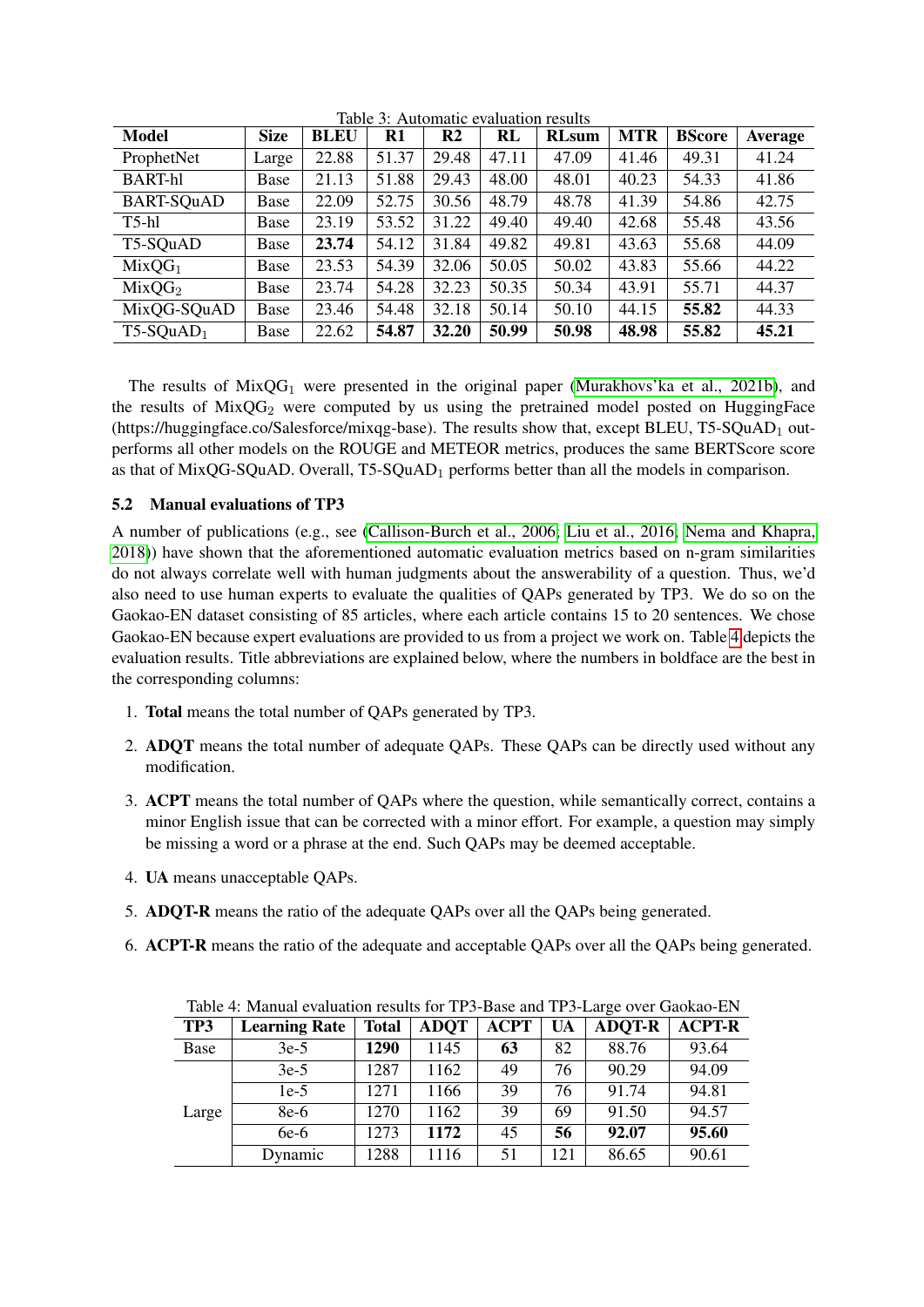Table 3: Automatic evaluation results

| Model | Size | BLEU | R1 | R2 | RL | RLsum | MTR | BScore | Average |
|---|---|---|---|---|---|---|---|---|---|
| ProphetNet | Large | 22.88 | 51.37 | 29.48 | 47.11 | 47.09 | 41.46 | 49.31 | 41.24 |
| BART-hl | Base | 21.13 | 51.88 | 29.43 | 48.00 | 48.01 | 40.23 | 54.33 | 41.86 |
| BART-SQuAD | Base | 22.09 | 52.75 | 30.56 | 48.79 | 48.78 | 41.39 | 54.86 | 42.75 |
| T5-hl | Base | 23.19 | 53.52 | 31.22 | 49.40 | 49.40 | 42.68 | 55.48 | 43.56 |
| T5-SQuAD | Base | **23.74** | 54.12 | 31.84 | 49.82 | 49.81 | 43.63 | 55.68 | 44.09 |
| $\text{MixQG}_1$ | Base | 23.53 | 54.39 | 32.06 | 50.05 | 50.02 | 43.83 | 55.66 | 44.22 |
| $\text{MixQG}_2$ | Base | 23.74 | 54.28 | 32.23 | 50.35 | 50.34 | 43.91 | 55.71 | 44.37 |
| MixQG-SQuAD | Base | 23.46 | 54.48 | 32.18 | 50.14 | 50.10 | 44.15 | **55.82** | 44.33 |
| $\text{T5-SQuAD}_1$ | Base | 22.62 | **54.87** | **32.20** | **50.99** | **50.98** | **48.98** | **55.82** | **45.21** |

The results of $\text{MixQG}_1$ were presented in the original paper (Murakhovs'ka et al., 2021b), and the results of $\text{MixQG}_2$ were computed by us using the pretrained model posted on HuggingFace (https://huggingface.co/Salesforce/mixqg-base). The results show that, except BLEU, $\text{T5-SQuAD}_1$ outperforms all other models on the ROUGE and METEOR metrics, produces the same BERTScore score as that of MixQG-SQuAD. Overall, $\text{T5-SQuAD}_1$ performs better than all the models in comparison.

### 5.2 Manual evaluations of TP3

A number of publications (e.g., see (Callison-Burch et al., 2006; Liu et al., 2016; Nema and Khapra, 2018)) have shown that the aforementioned automatic evaluation metrics based on n-gram similarities do not always correlate well with human judgments about the answerability of a question. Thus, we'd also need to use human experts to evaluate the qualities of QAPs generated by TP3. We do so on the Gaokao-EN dataset consisting of 85 articles, where each article contains 15 to 20 sentences. We chose Gaokao-EN because expert evaluations are provided to us from a project we work on. Table 4 depicts the evaluation results. Title abbreviations are explained below, where the numbers in boldface are the best in the corresponding columns:

1. **Total** means the total number of QAPs generated by TP3.
2. **ADQT** means the total number of adequate QAPs. These QAPs can be directly used without any modification.
3. **ACPT** means the total number of QAPs where the question, while semantically correct, contains a minor English issue that can be corrected with a minor effort. For example, a question may simply be missing a word or a phrase at the end. Such QAPs may be deemed acceptable.
4. **UA** means unacceptable QAPs.
5. **ADQT-R** means the ratio of the adequate QAPs over all the QAPs being generated.
6. **ACPT-R** means the ratio of the adequate and acceptable QAPs over all the QAPs being generated.

Table 4: Manual evaluation results for TP3-Base and TP3-Large over Gaokao-EN

| TP3 | Learning Rate | Total | ADQT | ACPT | UA | ADQT-R | ACPT-R |
|---|---|---|---|---|---|---|---|
| Base | 3e-5 | **1290** | 1145 | **63** | 82 | 88.76 | 93.64 |
| Large | 3e-5 | 1287 | 1162 | 49 | 76 | 90.29 | 94.09 |
| | 1e-5 | 1271 | 1166 | 39 | 76 | 91.74 | 94.81 |
| | 8e-6 | 1270 | 1162 | 39 | 69 | 91.50 | 94.57 |
| | 6e-6 | 1273 | **1172** | 45 | **56** | **92.07** | **95.60** |
| | Dynamic | 1288 | 1116 | 51 | 121 | 86.65 | 90.61 |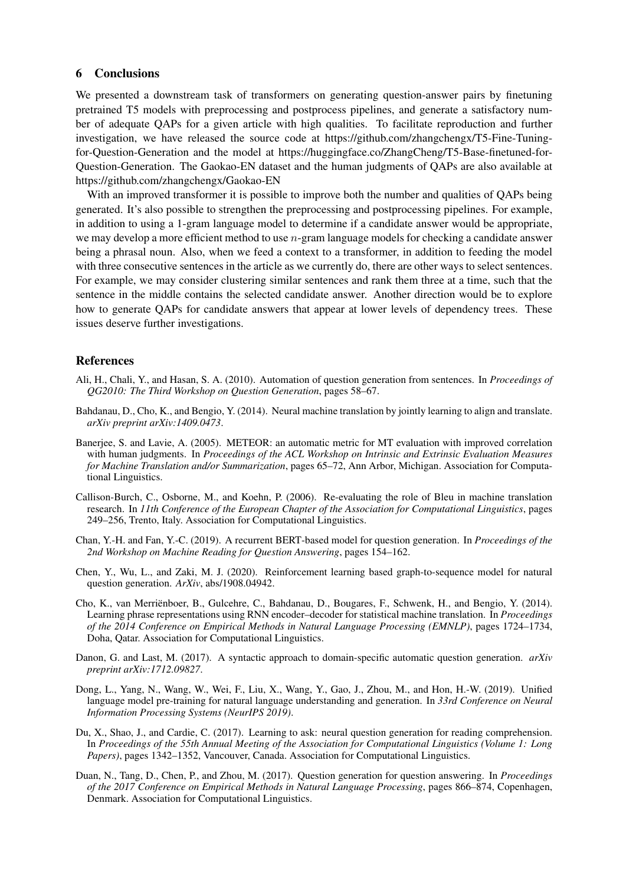## 6 Conclusions

We presented a downstream task of transformers on generating question-answer pairs by finetuning pretrained T5 models with preprocessing and postprocess pipelines, and generate a satisfactory number of adequate QAPs for a given article with high qualities. To facilitate reproduction and further investigation, we have released the source code at https://github.com/zhangchengx/T5-Fine-Tuning-for-Question-Generation and the model at https://huggingface.co/ZhangCheng/T5-Base-finetuned-for-Question-Generation. The Gaokao-EN dataset and the human judgments of QAPs are also available at https://github.com/zhangchengx/Gaokao-EN

With an improved transformer it is possible to improve both the number and qualities of QAPs being generated. It's also possible to strengthen the preprocessing and postprocessing pipelines. For example, in addition to using a 1-gram language model to determine if a candidate answer would be appropriate, we may develop a more efficient method to use $n$-gram language models for checking a candidate answer being a phrasal noun. Also, when we feed a context to a transformer, in addition to feeding the model with three consecutive sentences in the article as we currently do, there are other ways to select sentences. For example, we may consider clustering similar sentences and rank them three at a time, such that the sentence in the middle contains the selected candidate answer. Another direction would be to explore how to generate QAPs for candidate answers that appear at lower levels of dependency trees. These issues deserve further investigations.

## References

Ali, H., Chali, Y., and Hasan, S. A. (2010). Automation of question generation from sentences. In *Proceedings of QG2010: The Third Workshop on Question Generation*, pages 58–67.

Bahdanau, D., Cho, K., and Bengio, Y. (2014). Neural machine translation by jointly learning to align and translate. *arXiv preprint arXiv:1409.0473*.

Banerjee, S. and Lavie, A. (2005). METEOR: an automatic metric for MT evaluation with improved correlation with human judgments. In *Proceedings of the ACL Workshop on Intrinsic and Extrinsic Evaluation Measures for Machine Translation and/or Summarization*, pages 65–72, Ann Arbor, Michigan. Association for Computational Linguistics.

Callison-Burch, C., Osborne, M., and Koehn, P. (2006). Re-evaluating the role of Bleu in machine translation research. In *11th Conference of the European Chapter of the Association for Computational Linguistics*, pages 249–256, Trento, Italy. Association for Computational Linguistics.

Chan, Y.-H. and Fan, Y.-C. (2019). A recurrent BERT-based model for question generation. In *Proceedings of the 2nd Workshop on Machine Reading for Question Answering*, pages 154–162.

Chen, Y., Wu, L., and Zaki, M. J. (2020). Reinforcement learning based graph-to-sequence model for natural question generation. *ArXiv*, abs/1908.04942.

Cho, K., van Merriënboer, B., Gulcehre, C., Bahdanau, D., Bougares, F., Schwenk, H., and Bengio, Y. (2014). Learning phrase representations using RNN encoder–decoder for statistical machine translation. In *Proceedings of the 2014 Conference on Empirical Methods in Natural Language Processing (EMNLP)*, pages 1724–1734, Doha, Qatar. Association for Computational Linguistics.

Danon, G. and Last, M. (2017). A syntactic approach to domain-specific automatic question generation. *arXiv preprint arXiv:1712.09827*.

Dong, L., Yang, N., Wang, W., Wei, F., Liu, X., Wang, Y., Gao, J., Zhou, M., and Hon, H.-W. (2019). Unified language model pre-training for natural language understanding and generation. In *33rd Conference on Neural Information Processing Systems (NeurIPS 2019)*.

Du, X., Shao, J., and Cardie, C. (2017). Learning to ask: neural question generation for reading comprehension. In *Proceedings of the 55th Annual Meeting of the Association for Computational Linguistics (Volume 1: Long Papers)*, pages 1342–1352, Vancouver, Canada. Association for Computational Linguistics.

Duan, N., Tang, D., Chen, P., and Zhou, M. (2017). Question generation for question answering. In *Proceedings of the 2017 Conference on Empirical Methods in Natural Language Processing*, pages 866–874, Copenhagen, Denmark. Association for Computational Linguistics.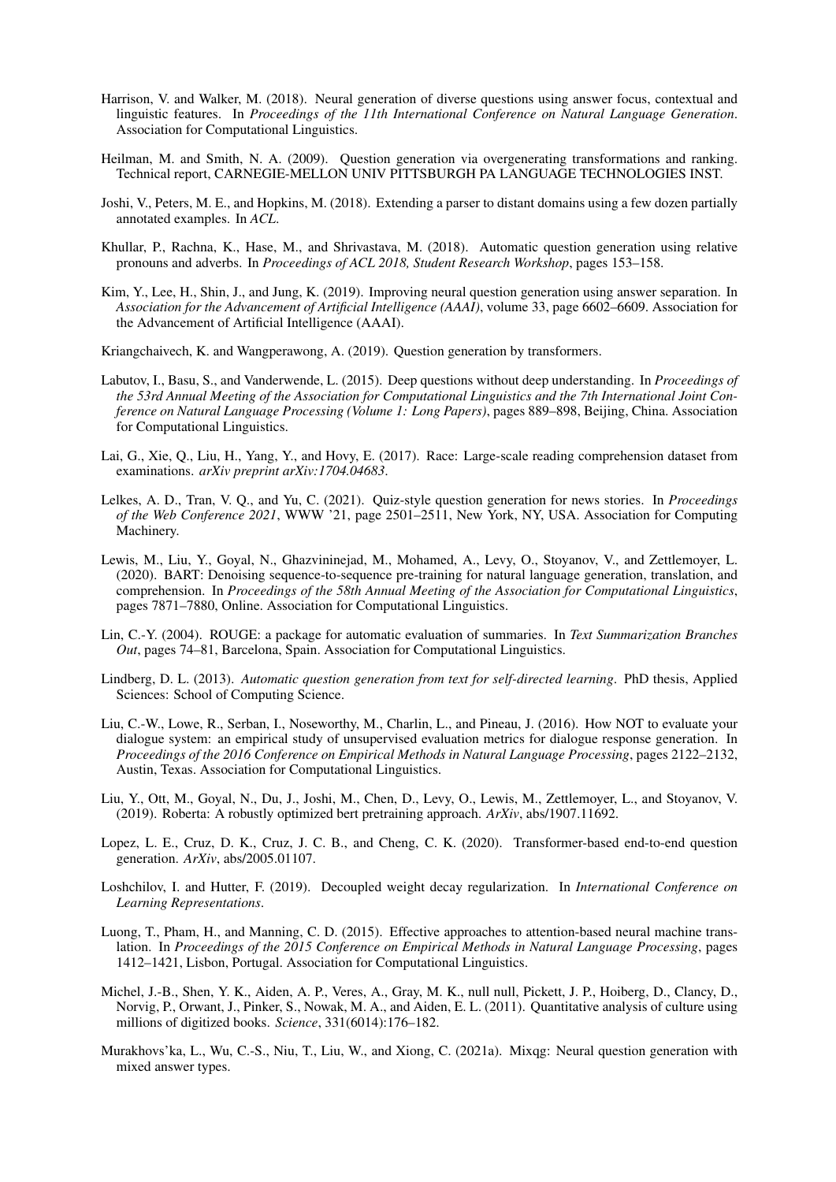Harrison, V. and Walker, M. (2018). Neural generation of diverse questions using answer focus, contextual and linguistic features. In *Proceedings of the 11th International Conference on Natural Language Generation*. Association for Computational Linguistics.

Heilman, M. and Smith, N. A. (2009). Question generation via overgenerating transformations and ranking. Technical report, CARNEGIE-MELLON UNIV PITTSBURGH PA LANGUAGE TECHNOLOGIES INST.

Joshi, V., Peters, M. E., and Hopkins, M. (2018). Extending a parser to distant domains using a few dozen partially annotated examples. In *ACL*.

Khullar, P., Rachna, K., Hase, M., and Shrivastava, M. (2018). Automatic question generation using relative pronouns and adverbs. In *Proceedings of ACL 2018, Student Research Workshop*, pages 153–158.

Kim, Y., Lee, H., Shin, J., and Jung, K. (2019). Improving neural question generation using answer separation. In *Association for the Advancement of Artificial Intelligence (AAAI)*, volume 33, page 6602–6609. Association for the Advancement of Artificial Intelligence (AAAI).

Kriangchaivech, K. and Wangperawong, A. (2019). Question generation by transformers.

Labutov, I., Basu, S., and Vanderwende, L. (2015). Deep questions without deep understanding. In *Proceedings of the 53rd Annual Meeting of the Association for Computational Linguistics and the 7th International Joint Conference on Natural Language Processing (Volume 1: Long Papers)*, pages 889–898, Beijing, China. Association for Computational Linguistics.

Lai, G., Xie, Q., Liu, H., Yang, Y., and Hovy, E. (2017). Race: Large-scale reading comprehension dataset from examinations. *arXiv preprint arXiv:1704.04683*.

Lelkes, A. D., Tran, V. Q., and Yu, C. (2021). Quiz-style question generation for news stories. In *Proceedings of the Web Conference 2021*, WWW '21, page 2501–2511, New York, NY, USA. Association for Computing Machinery.

Lewis, M., Liu, Y., Goyal, N., Ghazvininejad, M., Mohamed, A., Levy, O., Stoyanov, V., and Zettlemoyer, L. (2020). BART: Denoising sequence-to-sequence pre-training for natural language generation, translation, and comprehension. In *Proceedings of the 58th Annual Meeting of the Association for Computational Linguistics*, pages 7871–7880, Online. Association for Computational Linguistics.

Lin, C.-Y. (2004). ROUGE: a package for automatic evaluation of summaries. In *Text Summarization Branches Out*, pages 74–81, Barcelona, Spain. Association for Computational Linguistics.

Lindberg, D. L. (2013). *Automatic question generation from text for self-directed learning*. PhD thesis, Applied Sciences: School of Computing Science.

Liu, C.-W., Lowe, R., Serban, I., Noseworthy, M., Charlin, L., and Pineau, J. (2016). How NOT to evaluate your dialogue system: an empirical study of unsupervised evaluation metrics for dialogue response generation. In *Proceedings of the 2016 Conference on Empirical Methods in Natural Language Processing*, pages 2122–2132, Austin, Texas. Association for Computational Linguistics.

Liu, Y., Ott, M., Goyal, N., Du, J., Joshi, M., Chen, D., Levy, O., Lewis, M., Zettlemoyer, L., and Stoyanov, V. (2019). Roberta: A robustly optimized bert pretraining approach. *ArXiv*, abs/1907.11692.

Lopez, L. E., Cruz, D. K., Cruz, J. C. B., and Cheng, C. K. (2020). Transformer-based end-to-end question generation. *ArXiv*, abs/2005.01107.

Loshchilov, I. and Hutter, F. (2019). Decoupled weight decay regularization. In *International Conference on Learning Representations*.

Luong, T., Pham, H., and Manning, C. D. (2015). Effective approaches to attention-based neural machine translation. In *Proceedings of the 2015 Conference on Empirical Methods in Natural Language Processing*, pages 1412–1421, Lisbon, Portugal. Association for Computational Linguistics.

Michel, J.-B., Shen, Y. K., Aiden, A. P., Veres, A., Gray, M. K., null null, Pickett, J. P., Hoiberg, D., Clancy, D., Norvig, P., Orwant, J., Pinker, S., Nowak, M. A., and Aiden, E. L. (2011). Quantitative analysis of culture using millions of digitized books. *Science*, 331(6014):176–182.

Murakhovs'ka, L., Wu, C.-S., Niu, T., Liu, W., and Xiong, C. (2021a). Mixqg: Neural question generation with mixed answer types.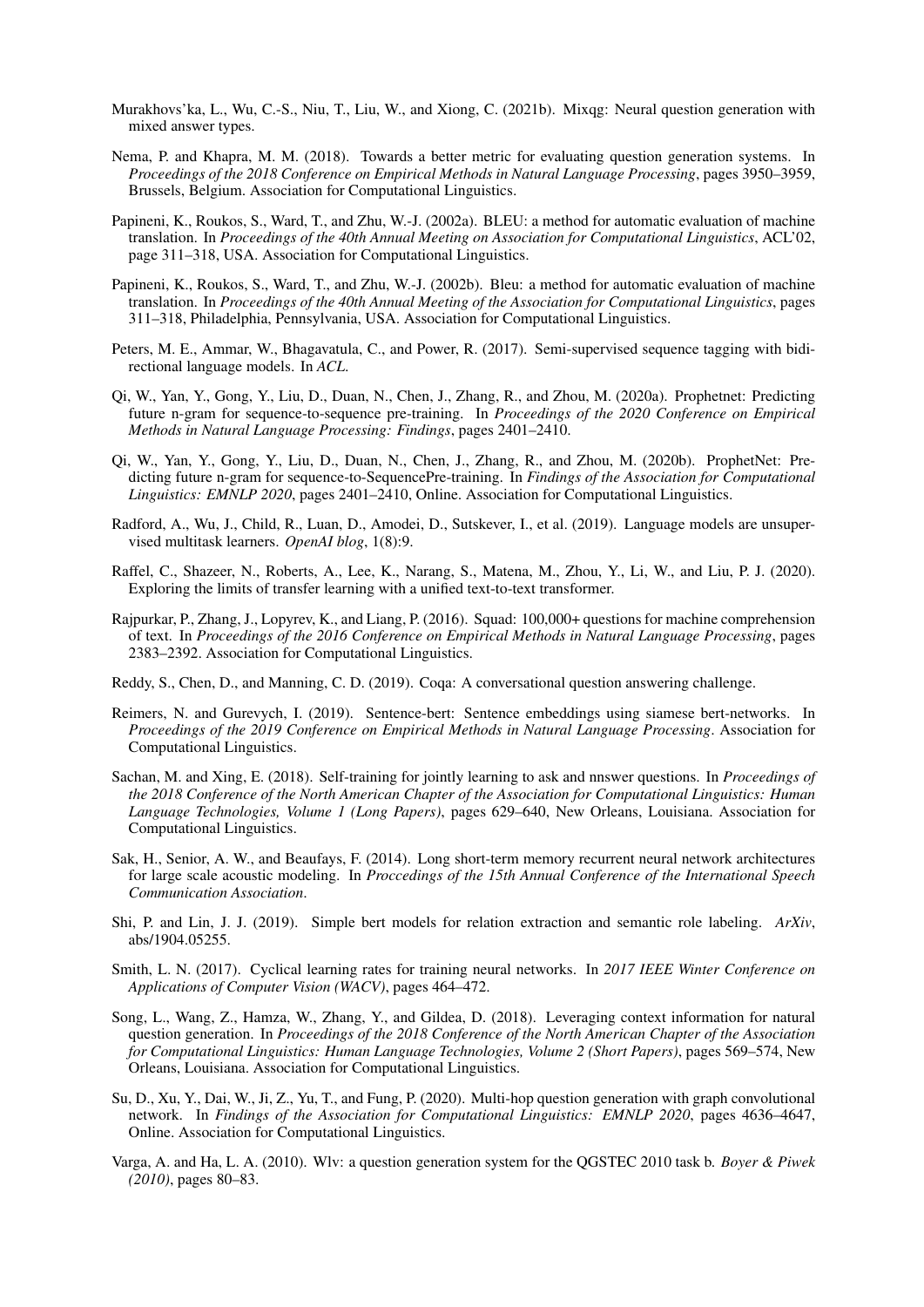Murakhovs'ka, L., Wu, C.-S., Niu, T., Liu, W., and Xiong, C. (2021b). Mixqg: Neural question generation with mixed answer types.

Nema, P. and Khapra, M. M. (2018). Towards a better metric for evaluating question generation systems. In *Proceedings of the 2018 Conference on Empirical Methods in Natural Language Processing*, pages 3950–3959, Brussels, Belgium. Association for Computational Linguistics.

Papineni, K., Roukos, S., Ward, T., and Zhu, W.-J. (2002a). BLEU: a method for automatic evaluation of machine translation. In *Proceedings of the 40th Annual Meeting on Association for Computational Linguistics*, ACL'02, page 311–318, USA. Association for Computational Linguistics.

Papineni, K., Roukos, S., Ward, T., and Zhu, W.-J. (2002b). Bleu: a method for automatic evaluation of machine translation. In *Proceedings of the 40th Annual Meeting of the Association for Computational Linguistics*, pages 311–318, Philadelphia, Pennsylvania, USA. Association for Computational Linguistics.

Peters, M. E., Ammar, W., Bhagavatula, C., and Power, R. (2017). Semi-supervised sequence tagging with bidirectional language models. In *ACL*.

Qi, W., Yan, Y., Gong, Y., Liu, D., Duan, N., Chen, J., Zhang, R., and Zhou, M. (2020a). Prophetnet: Predicting future n-gram for sequence-to-sequence pre-training. In *Proceedings of the 2020 Conference on Empirical Methods in Natural Language Processing: Findings*, pages 2401–2410.

Qi, W., Yan, Y., Gong, Y., Liu, D., Duan, N., Chen, J., Zhang, R., and Zhou, M. (2020b). ProphetNet: Predicting future n-gram for sequence-to-SequencePre-training. In *Findings of the Association for Computational Linguistics: EMNLP 2020*, pages 2401–2410, Online. Association for Computational Linguistics.

Radford, A., Wu, J., Child, R., Luan, D., Amodei, D., Sutskever, I., et al. (2019). Language models are unsupervised multitask learners. *OpenAI blog*, 1(8):9.

Raffel, C., Shazeer, N., Roberts, A., Lee, K., Narang, S., Matena, M., Zhou, Y., Li, W., and Liu, P. J. (2020). Exploring the limits of transfer learning with a unified text-to-text transformer.

Rajpurkar, P., Zhang, J., Lopyrev, K., and Liang, P. (2016). Squad: 100,000+ questions for machine comprehension of text. In *Proceedings of the 2016 Conference on Empirical Methods in Natural Language Processing*, pages 2383–2392. Association for Computational Linguistics.

Reddy, S., Chen, D., and Manning, C. D. (2019). Coqa: A conversational question answering challenge.

Reimers, N. and Gurevych, I. (2019). Sentence-bert: Sentence embeddings using siamese bert-networks. In *Proceedings of the 2019 Conference on Empirical Methods in Natural Language Processing*. Association for Computational Linguistics.

Sachan, M. and Xing, E. (2018). Self-training for jointly learning to ask and nnswer questions. In *Proceedings of the 2018 Conference of the North American Chapter of the Association for Computational Linguistics: Human Language Technologies, Volume 1 (Long Papers)*, pages 629–640, New Orleans, Louisiana. Association for Computational Linguistics.

Sak, H., Senior, A. W., and Beaufays, F. (2014). Long short-term memory recurrent neural network architectures for large scale acoustic modeling. In *Proccedings of the 15th Annual Conference of the International Speech Communication Association*.

Shi, P. and Lin, J. J. (2019). Simple bert models for relation extraction and semantic role labeling. *ArXiv*, abs/1904.05255.

Smith, L. N. (2017). Cyclical learning rates for training neural networks. In *2017 IEEE Winter Conference on Applications of Computer Vision (WACV)*, pages 464–472.

Song, L., Wang, Z., Hamza, W., Zhang, Y., and Gildea, D. (2018). Leveraging context information for natural question generation. In *Proceedings of the 2018 Conference of the North American Chapter of the Association for Computational Linguistics: Human Language Technologies, Volume 2 (Short Papers)*, pages 569–574, New Orleans, Louisiana. Association for Computational Linguistics.

Su, D., Xu, Y., Dai, W., Ji, Z., Yu, T., and Fung, P. (2020). Multi-hop question generation with graph convolutional network. In *Findings of the Association for Computational Linguistics: EMNLP 2020*, pages 4636–4647, Online. Association for Computational Linguistics.

Varga, A. and Ha, L. A. (2010). Wlv: a question generation system for the QGSTEC 2010 task b. *Boyer & Piwek (2010)*, pages 80–83.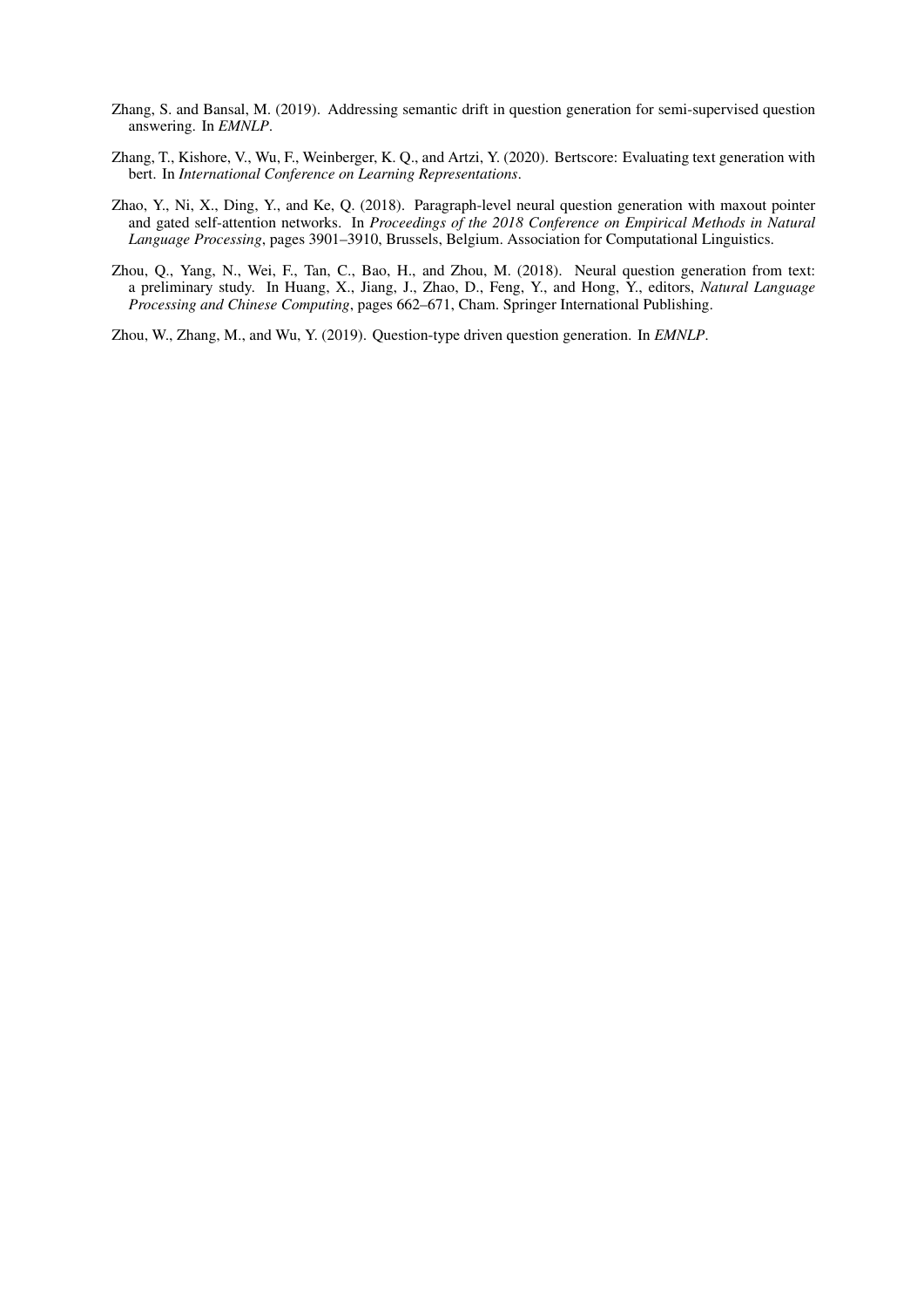Zhang, S. and Bansal, M. (2019). Addressing semantic drift in question generation for semi-supervised question answering. In *EMNLP*.

Zhang, T., Kishore, V., Wu, F., Weinberger, K. Q., and Artzi, Y. (2020). Bertscore: Evaluating text generation with bert. In *International Conference on Learning Representations*.

Zhao, Y., Ni, X., Ding, Y., and Ke, Q. (2018). Paragraph-level neural question generation with maxout pointer and gated self-attention networks. In *Proceedings of the 2018 Conference on Empirical Methods in Natural Language Processing*, pages 3901–3910, Brussels, Belgium. Association for Computational Linguistics.

Zhou, Q., Yang, N., Wei, F., Tan, C., Bao, H., and Zhou, M. (2018). Neural question generation from text: a preliminary study. In Huang, X., Jiang, J., Zhao, D., Feng, Y., and Hong, Y., editors, *Natural Language Processing and Chinese Computing*, pages 662–671, Cham. Springer International Publishing.

Zhou, W., Zhang, M., and Wu, Y. (2019). Question-type driven question generation. In *EMNLP*.